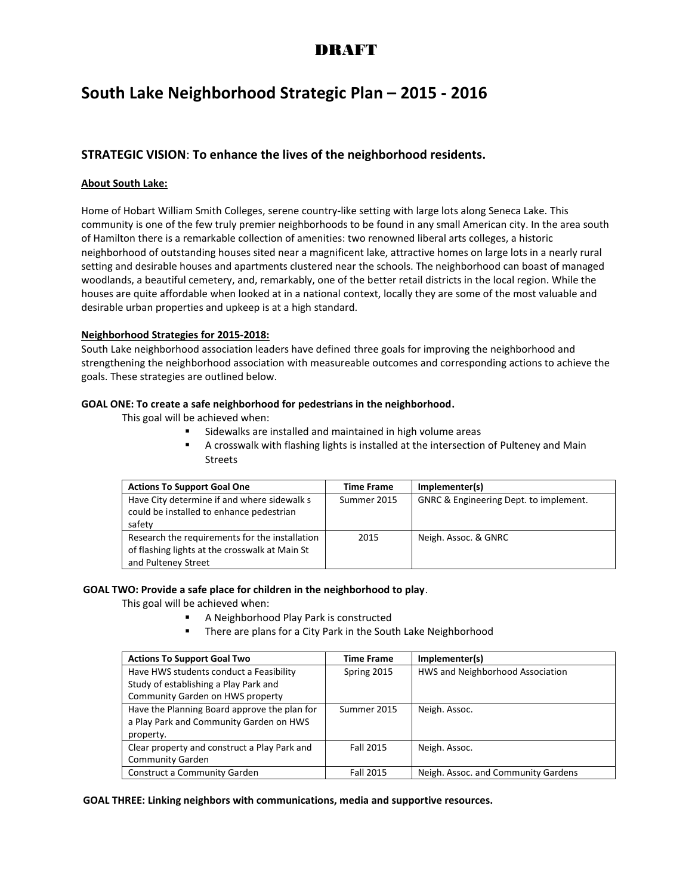**DRAFT**

# South Lake Neighborhood Strategic Plan – 2015 - 2016

## STRATEGIC VISION: To enhance the lives of the neighborhood residents.

**About South Lake:**

Home of Hobart William Smith Colleges, serene country-like setting with large lots along Seneca Lake. This community is one of the few truly premier neighborhoods to be found in any small American city. In the area south of Hamilton there is a remarkable collection of amenities: two renowned liberal arts colleges, a historic neighborhood of outstanding houses sited near a magnificent lake, attractive homes on large lots in a nearly rural setting and desirable houses and apartments clustered near the schools. The neighborhood can boast of managed woodlands, a beautiful cemetery, and, remarkably, one of the better retail districts in the local region. While the houses are quite affordable when looked at in a national context, locally they are some of the most valuable and desirable urban properties and upkeep is at a high standard.

**Neighborhood Strategies for 2015-2018:**

South Lake neighborhood association leaders have defined three goals for improving the neighborhood and strengthening the neighborhood association with measureable outcomes and corresponding actions to achieve the goals. These strategies are outlined below.

**GOAL ONE: To create a safe neighborhood for pedestrians in the neighborhood.**

This goal will be achieved when:

- Sidewalks are installed and maintained in high volume areas
- A crosswalk with flashing lights is installed at the intersection of Pulteney and Main Streets

| Actions To Support Goal One | Time Frame | Implementer(s) |
|---|---|---|
| Have City determine if and where sidewalk s could be installed to enhance pedestrian safety | Summer 2015 | GNRC & Engineering Dept. to implement. |
| Research the requirements for the installation of flashing lights at the crosswalk at Main St and Pulteney Street | 2015 | Neigh. Assoc. & GNRC |

**GOAL TWO: Provide a safe place for children in the neighborhood to play**.

This goal will be achieved when:

- A Neighborhood Play Park is constructed
- There are plans for a City Park in the South Lake Neighborhood

| Actions To Support Goal Two | Time Frame | Implementer(s) |
|---|---|---|
| Have HWS students conduct a Feasibility Study of establishing a Play Park and Community Garden on HWS property | Spring 2015 | HWS and Neighborhood Association |
| Have the Planning Board approve the plan for a Play Park and Community Garden on HWS property. | Summer 2015 | Neigh. Assoc. |
| Clear property and construct a Play Park and Community Garden | Fall 2015 | Neigh. Assoc. |
| Construct a Community Garden | Fall 2015 | Neigh. Assoc. and Community Gardens |

**GOAL THREE: Linking neighbors with communications, media and supportive resources.**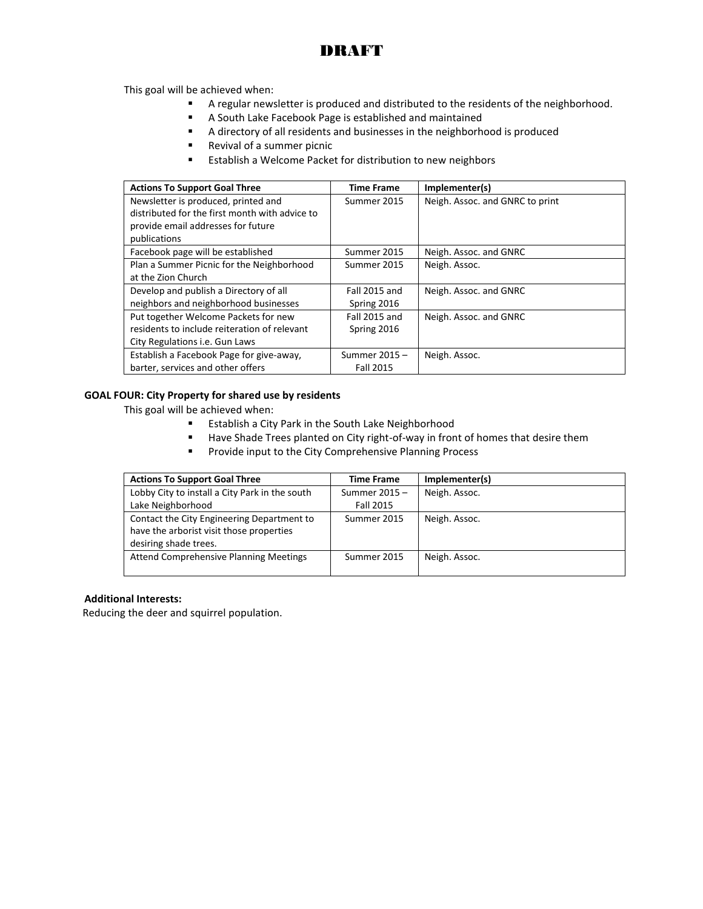# DRAFT

This goal will be achieved when:

- A regular newsletter is produced and distributed to the residents of the neighborhood.
- A South Lake Facebook Page is established and maintained
- A directory of all residents and businesses in the neighborhood is produced
- Revival of a summer picnic
- Establish a Welcome Packet for distribution to new neighbors

| Actions To Support Goal Three | Time Frame | Implementer(s) |
|---|---|---|
| Newsletter is produced, printed and distributed for the first month with advice to provide email addresses for future publications | Summer 2015 | Neigh. Assoc. and GNRC to print |
| Facebook page will be established | Summer 2015 | Neigh. Assoc. and GNRC |
| Plan a Summer Picnic for the Neighborhood at the Zion Church | Summer 2015 | Neigh. Assoc. |
| Develop and publish a Directory of all neighbors and neighborhood businesses | Fall 2015 and Spring 2016 | Neigh. Assoc. and GNRC |
| Put together Welcome Packets for new residents to include reiteration of relevant City Regulations i.e. Gun Laws | Fall 2015 and Spring 2016 | Neigh. Assoc. and GNRC |
| Establish a Facebook Page for give-away, barter, services and other offers | Summer 2015 – Fall 2015 | Neigh. Assoc. |

**GOAL FOUR: City Property for shared use by residents**

This goal will be achieved when:

- Establish a City Park in the South Lake Neighborhood
- Have Shade Trees planted on City right-of-way in front of homes that desire them
- Provide input to the City Comprehensive Planning Process

| Actions To Support Goal Three | Time Frame | Implementer(s) |
|---|---|---|
| Lobby City to install a City Park in the south Lake Neighborhood | Summer 2015 – Fall 2015 | Neigh. Assoc. |
| Contact the City Engineering Department to have the arborist visit those properties desiring shade trees. | Summer 2015 | Neigh. Assoc. |
| Attend Comprehensive Planning Meetings | Summer 2015 | Neigh. Assoc. |

**Additional Interests:**

Reducing the deer and squirrel population.